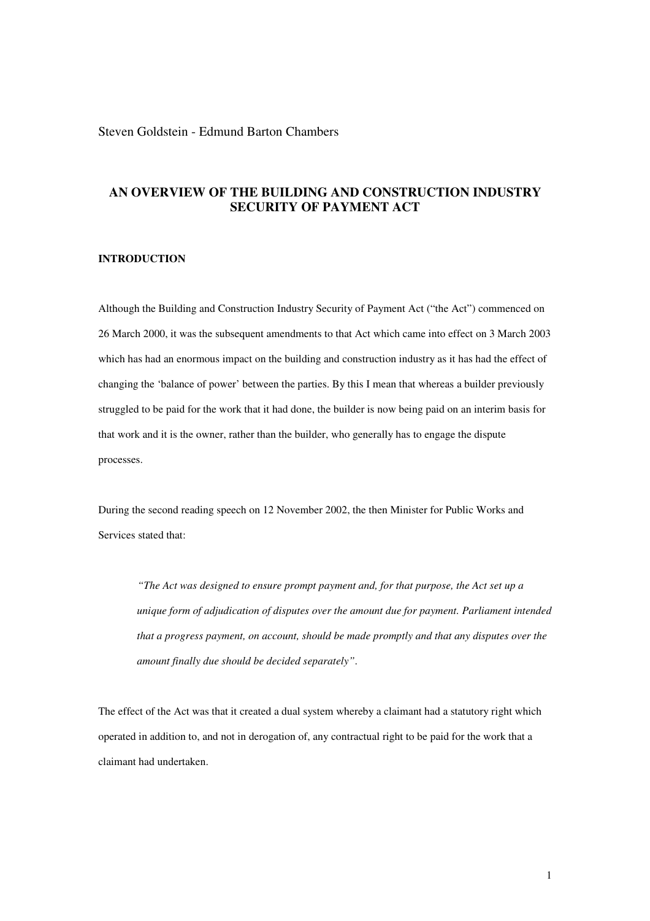Steven Goldstein - Edmund Barton Chambers

# AN OVERVIEW OF THE BUILDING AND CONSTRUCTION INDUSTRY SECURITY OF PAYMENT ACT

## INTRODUCTION

Although the Building and Construction Industry Security of Payment Act ("the Act") commenced on 26 March 2000, it was the subsequent amendments to that Act which came into effect on 3 March 2003 which has had an enormous impact on the building and construction industry as it has had the effect of changing the 'balance of power' between the parties. By this I mean that whereas a builder previously struggled to be paid for the work that it had done, the builder is now being paid on an interim basis for that work and it is the owner, rather than the builder, who generally has to engage the dispute processes.

During the second reading speech on 12 November 2002, the then Minister for Public Works and Services stated that:

> *"The Act was designed to ensure prompt payment and, for that purpose, the Act set up a unique form of adjudication of disputes over the amount due for payment. Parliament intended that a progress payment, on account, should be made promptly and that any disputes over the amount finally due should be decided separately".*

The effect of the Act was that it created a dual system whereby a claimant had a statutory right which operated in addition to, and not in derogation of, any contractual right to be paid for the work that a claimant had undertaken.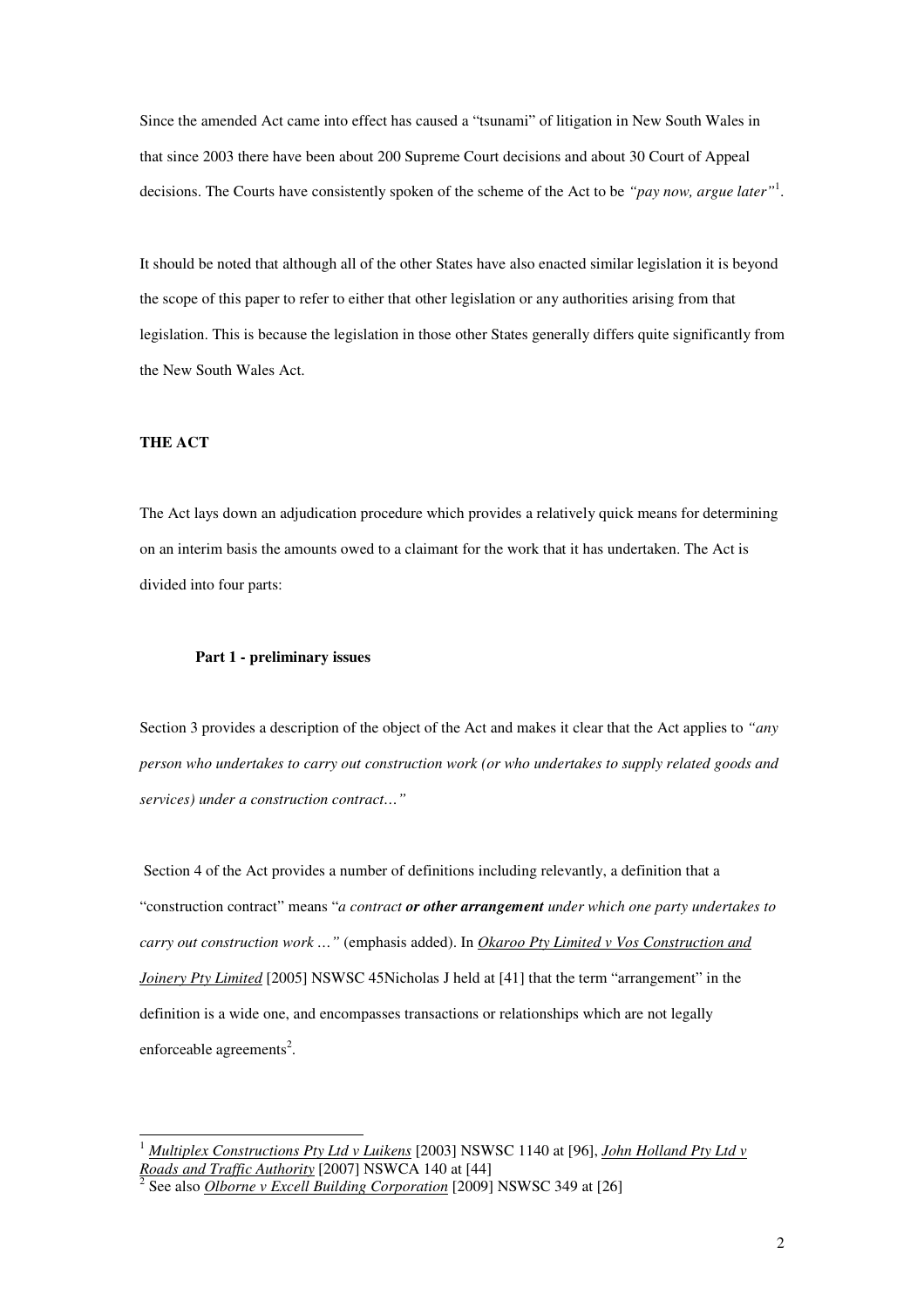Since the amended Act came into effect has caused a "tsunami" of litigation in New South Wales in that since 2003 there have been about 200 Supreme Court decisions and about 30 Court of Appeal decisions. The Courts have consistently spoken of the scheme of the Act to be *"pay now, argue later"*[1].

It should be noted that although all of the other States have also enacted similar legislation it is beyond the scope of this paper to refer to either that other legislation or any authorities arising from that legislation. This is because the legislation in those other States generally differs quite significantly from the New South Wales Act.

## THE ACT

The Act lays down an adjudication procedure which provides a relatively quick means for determining on an interim basis the amounts owed to a claimant for the work that it has undertaken. The Act is divided into four parts:

### Part 1 - preliminary issues

Section 3 provides a description of the object of the Act and makes it clear that the Act applies to *"any person who undertakes to carry out construction work (or who undertakes to supply related goods and services) under a construction contract…"*

Section 4 of the Act provides a number of definitions including relevantly, a definition that a "construction contract" means "*a contract **or other arrangement** under which one party undertakes to carry out construction work …"* (emphasis added). In *Okaroo Pty Limited v Vos Construction and Joinery Pty Limited* [2005] NSWSC 45Nicholas J held at [41] that the term "arrangement" in the definition is a wide one, and encompasses transactions or relationships which are not legally enforceable agreements[2].

---

[1] *Multiplex Constructions Pty Ltd v Luikens* [2003] NSWSC 1140 at [96], *John Holland Pty Ltd v Roads and Traffic Authority* [2007] NSWCA 140 at [44]

[2] See also *Olborne v Excell Building Corporation* [2009] NSWSC 349 at [26]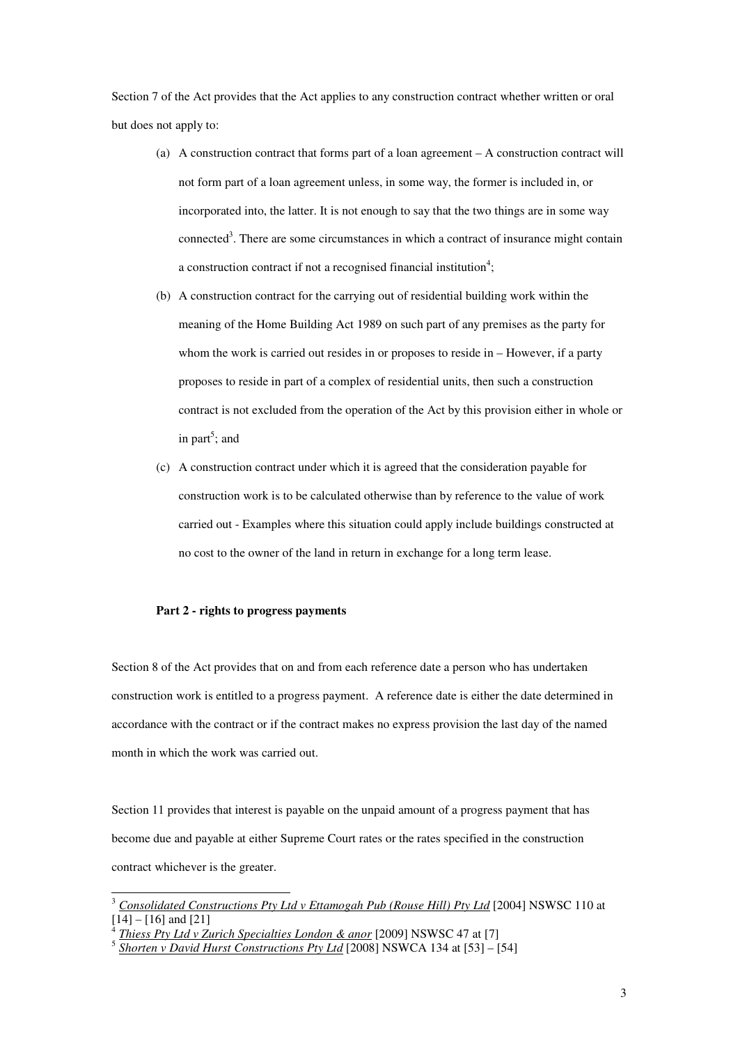Section 7 of the Act provides that the Act applies to any construction contract whether written or oral but does not apply to:

(a) A construction contract that forms part of a loan agreement – A construction contract will not form part of a loan agreement unless, in some way, the former is included in, or incorporated into, the latter. It is not enough to say that the two things are in some way connected[3]. There are some circumstances in which a contract of insurance might contain a construction contract if not a recognised financial institution[4];

(b) A construction contract for the carrying out of residential building work within the meaning of the Home Building Act 1989 on such part of any premises as the party for whom the work is carried out resides in or proposes to reside in – However, if a party proposes to reside in part of a complex of residential units, then such a construction contract is not excluded from the operation of the Act by this provision either in whole or in part[5]; and

(c) A construction contract under which it is agreed that the consideration payable for construction work is to be calculated otherwise than by reference to the value of work carried out - Examples where this situation could apply include buildings constructed at no cost to the owner of the land in return in exchange for a long term lease.

**Part 2 - rights to progress payments**

Section 8 of the Act provides that on and from each reference date a person who has undertaken construction work is entitled to a progress payment. A reference date is either the date determined in accordance with the contract or if the contract makes no express provision the last day of the named month in which the work was carried out.

Section 11 provides that interest is payable on the unpaid amount of a progress payment that has become due and payable at either Supreme Court rates or the rates specified in the construction contract whichever is the greater.

---

[3] *Consolidated Constructions Pty Ltd v Ettamogah Pub (Rouse Hill) Pty Ltd* [2004] NSWSC 110 at [14] – [16] and [21]

[4] *Thiess Pty Ltd v Zurich Specialties London & anor* [2009] NSWSC 47 at [7]

[5] *Shorten v David Hurst Constructions Pty Ltd* [2008] NSWCA 134 at [53] – [54]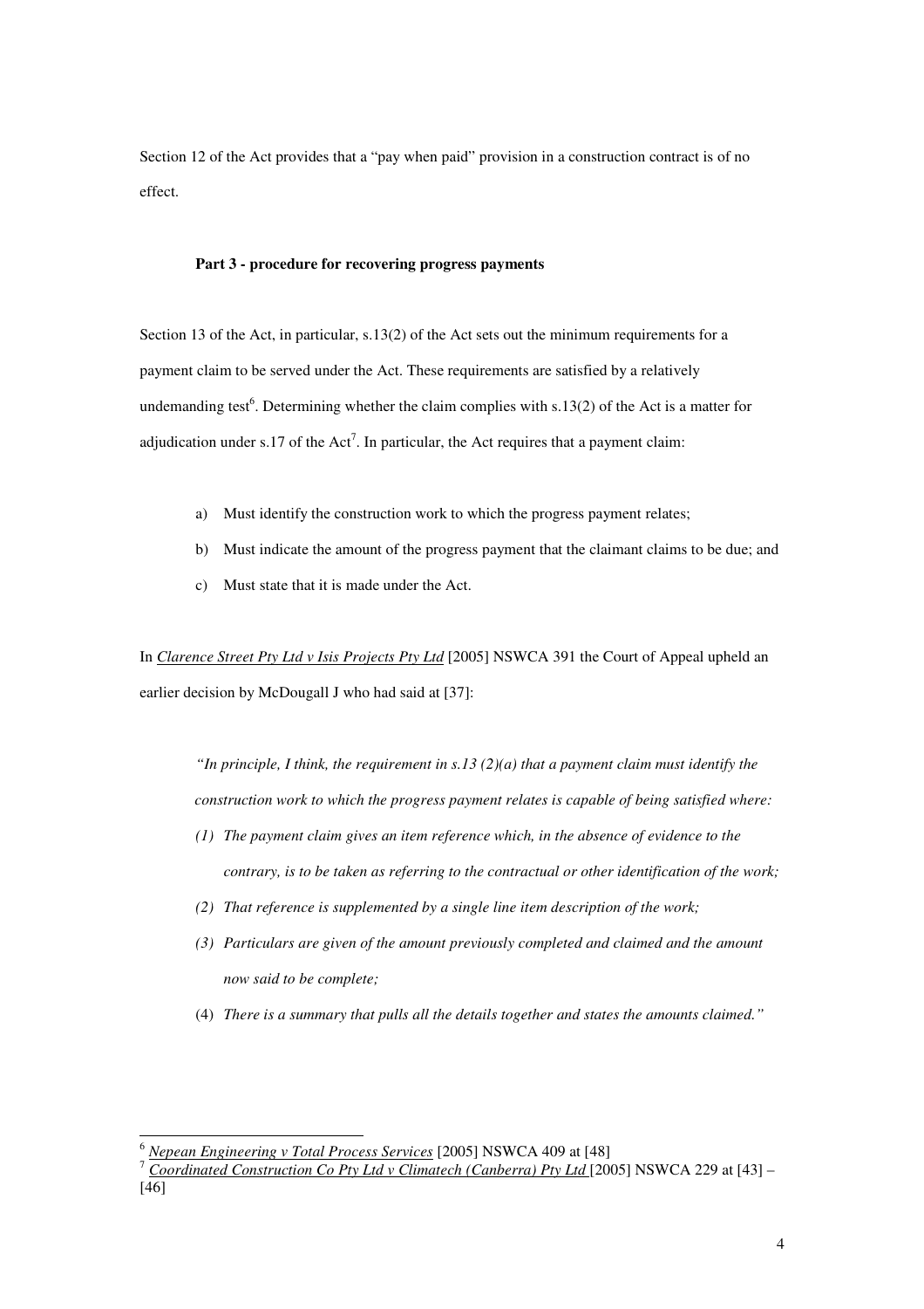Section 12 of the Act provides that a "pay when paid" provision in a construction contract is of no effect.

**Part 3 - procedure for recovering progress payments**

Section 13 of the Act, in particular, s.13(2) of the Act sets out the minimum requirements for a payment claim to be served under the Act. These requirements are satisfied by a relatively undemanding test[6]. Determining whether the claim complies with s.13(2) of the Act is a matter for adjudication under s.17 of the Act[7]. In particular, the Act requires that a payment claim:

a) Must identify the construction work to which the progress payment relates;
b) Must indicate the amount of the progress payment that the claimant claims to be due; and
c) Must state that it is made under the Act.

In Clarence Street Pty Ltd v Isis Projects Pty Ltd [2005] NSWCA 391 the Court of Appeal upheld an earlier decision by McDougall J who had said at [37]:

> *"In principle, I think, the requirement in s.13 (2)(a) that a payment claim must identify the construction work to which the progress payment relates is capable of being satisfied where:*
>
> *(1) The payment claim gives an item reference which, in the absence of evidence to the contrary, is to be taken as referring to the contractual or other identification of the work;*
> *(2) That reference is supplemented by a single line item description of the work;*
> *(3) Particulars are given of the amount previously completed and claimed and the amount now said to be complete;*
> *(4) There is a summary that pulls all the details together and states the amounts claimed."*

---

[6] Nepean Engineering v Total Process Services [2005] NSWCA 409 at [48]

[7] Coordinated Construction Co Pty Ltd v Climatech (Canberra) Pty Ltd [2005] NSWCA 229 at [43] – [46]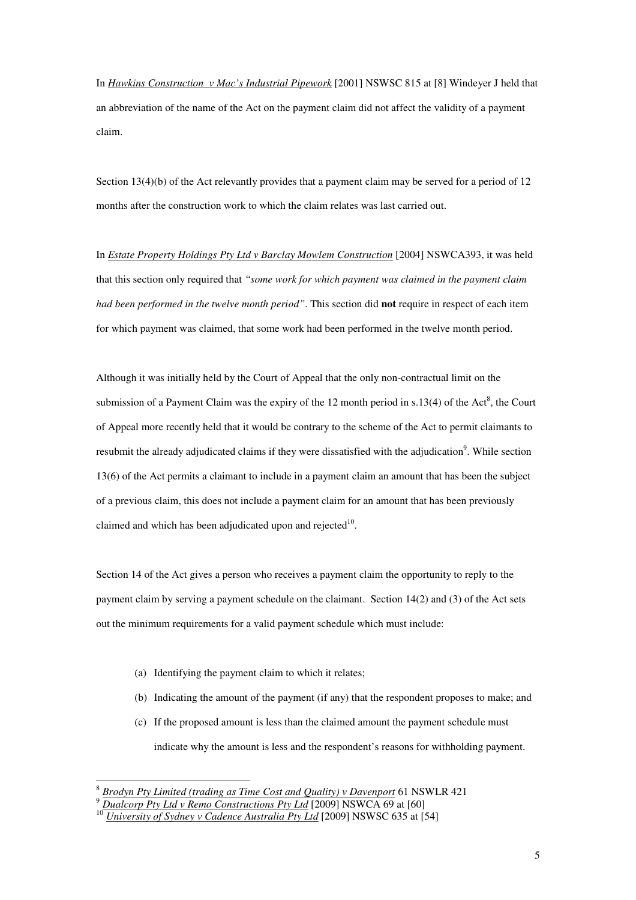In *Hawkins Construction v Mac's Industrial Pipework* [2001] NSWSC 815 at [8] Windeyer J held that an abbreviation of the name of the Act on the payment claim did not affect the validity of a payment claim.

Section 13(4)(b) of the Act relevantly provides that a payment claim may be served for a period of 12 months after the construction work to which the claim relates was last carried out.

In *Estate Property Holdings Pty Ltd v Barclay Mowlem Construction* [2004] NSWCA393, it was held that this section only required that *"some work for which payment was claimed in the payment claim had been performed in the twelve month period"*. This section did **not** require in respect of each item for which payment was claimed, that some work had been performed in the twelve month period.

Although it was initially held by the Court of Appeal that the only non-contractual limit on the submission of a Payment Claim was the expiry of the 12 month period in s.13(4) of the Act[8], the Court of Appeal more recently held that it would be contrary to the scheme of the Act to permit claimants to resubmit the already adjudicated claims if they were dissatisfied with the adjudication[9]. While section 13(6) of the Act permits a claimant to include in a payment claim an amount that has been the subject of a previous claim, this does not include a payment claim for an amount that has been previously claimed and which has been adjudicated upon and rejected[10].

Section 14 of the Act gives a person who receives a payment claim the opportunity to reply to the payment claim by serving a payment schedule on the claimant. Section 14(2) and (3) of the Act sets out the minimum requirements for a valid payment schedule which must include:

(a) Identifying the payment claim to which it relates;

(b) Indicating the amount of the payment (if any) that the respondent proposes to make; and

(c) If the proposed amount is less than the claimed amount the payment schedule must indicate why the amount is less and the respondent's reasons for withholding payment.

---

[8] *Brodyn Pty Limited (trading as Time Cost and Quality) v Davenport* 61 NSWLR 421

[9] *Dualcorp Pty Ltd v Remo Constructions Pty Ltd* [2009] NSWCA 69 at [60]

[10] *University of Sydney v Cadence Australia Pty Ltd* [2009] NSWSC 635 at [54]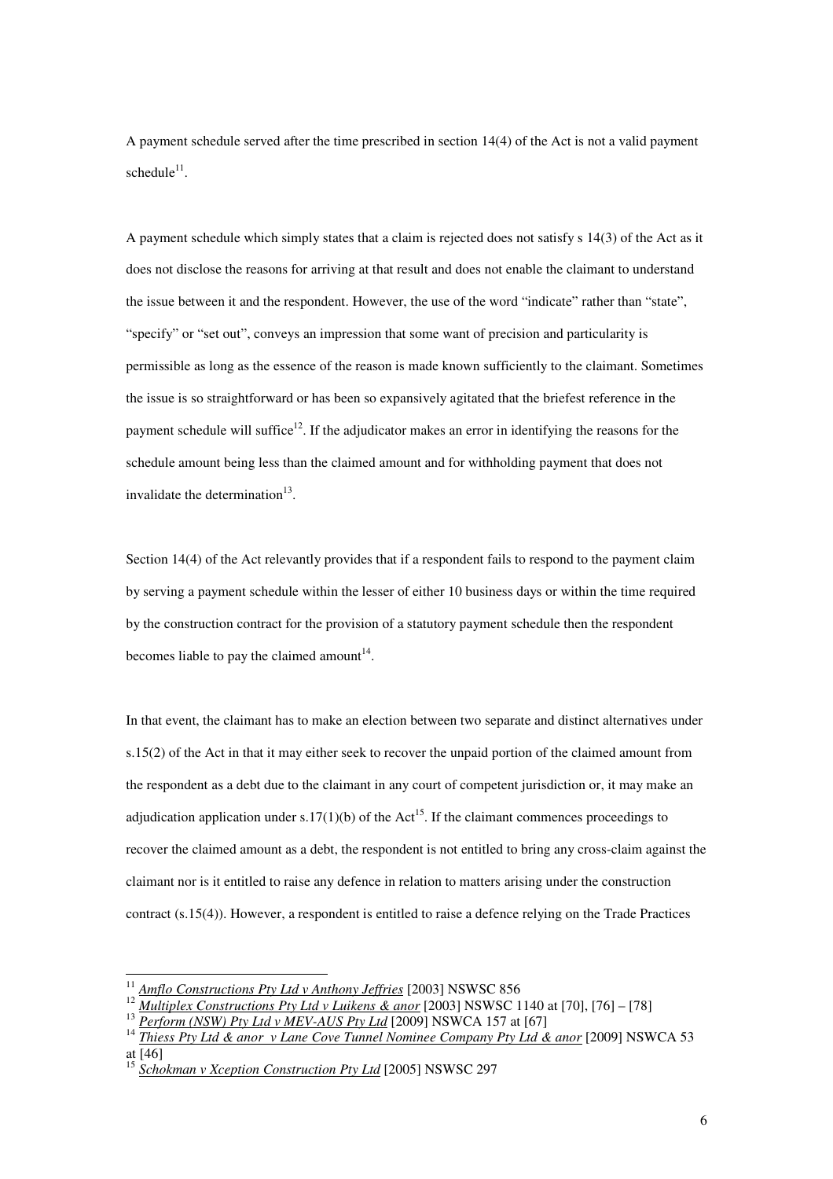A payment schedule served after the time prescribed in section 14(4) of the Act is not a valid payment schedule[11].

A payment schedule which simply states that a claim is rejected does not satisfy s 14(3) of the Act as it does not disclose the reasons for arriving at that result and does not enable the claimant to understand the issue between it and the respondent. However, the use of the word "indicate" rather than "state", "specify" or "set out", conveys an impression that some want of precision and particularity is permissible as long as the essence of the reason is made known sufficiently to the claimant. Sometimes the issue is so straightforward or has been so expansively agitated that the briefest reference in the payment schedule will suffice[12]. If the adjudicator makes an error in identifying the reasons for the schedule amount being less than the claimed amount and for withholding payment that does not invalidate the determination[13].

Section 14(4) of the Act relevantly provides that if a respondent fails to respond to the payment claim by serving a payment schedule within the lesser of either 10 business days or within the time required by the construction contract for the provision of a statutory payment schedule then the respondent becomes liable to pay the claimed amount[14].

In that event, the claimant has to make an election between two separate and distinct alternatives under s.15(2) of the Act in that it may either seek to recover the unpaid portion of the claimed amount from the respondent as a debt due to the claimant in any court of competent jurisdiction or, it may make an adjudication application under s.17(1)(b) of the Act[15]. If the claimant commences proceedings to recover the claimed amount as a debt, the respondent is not entitled to bring any cross-claim against the claimant nor is it entitled to raise any defence in relation to matters arising under the construction contract (s.15(4)). However, a respondent is entitled to raise a defence relying on the Trade Practices

---

[11] *Amflo Constructions Pty Ltd v Anthony Jeffries* [2003] NSWSC 856

[12] *Multiplex Constructions Pty Ltd v Luikens & anor* [2003] NSWSC 1140 at [70], [76] – [78]

[13] *Perform (NSW) Pty Ltd v MEV-AUS Pty Ltd* [2009] NSWCA 157 at [67]

[14] *Thiess Pty Ltd & anor v Lane Cove Tunnel Nominee Company Pty Ltd & anor* [2009] NSWCA 53 at [46]

[15] *Schokman v Xception Construction Pty Ltd* [2005] NSWSC 297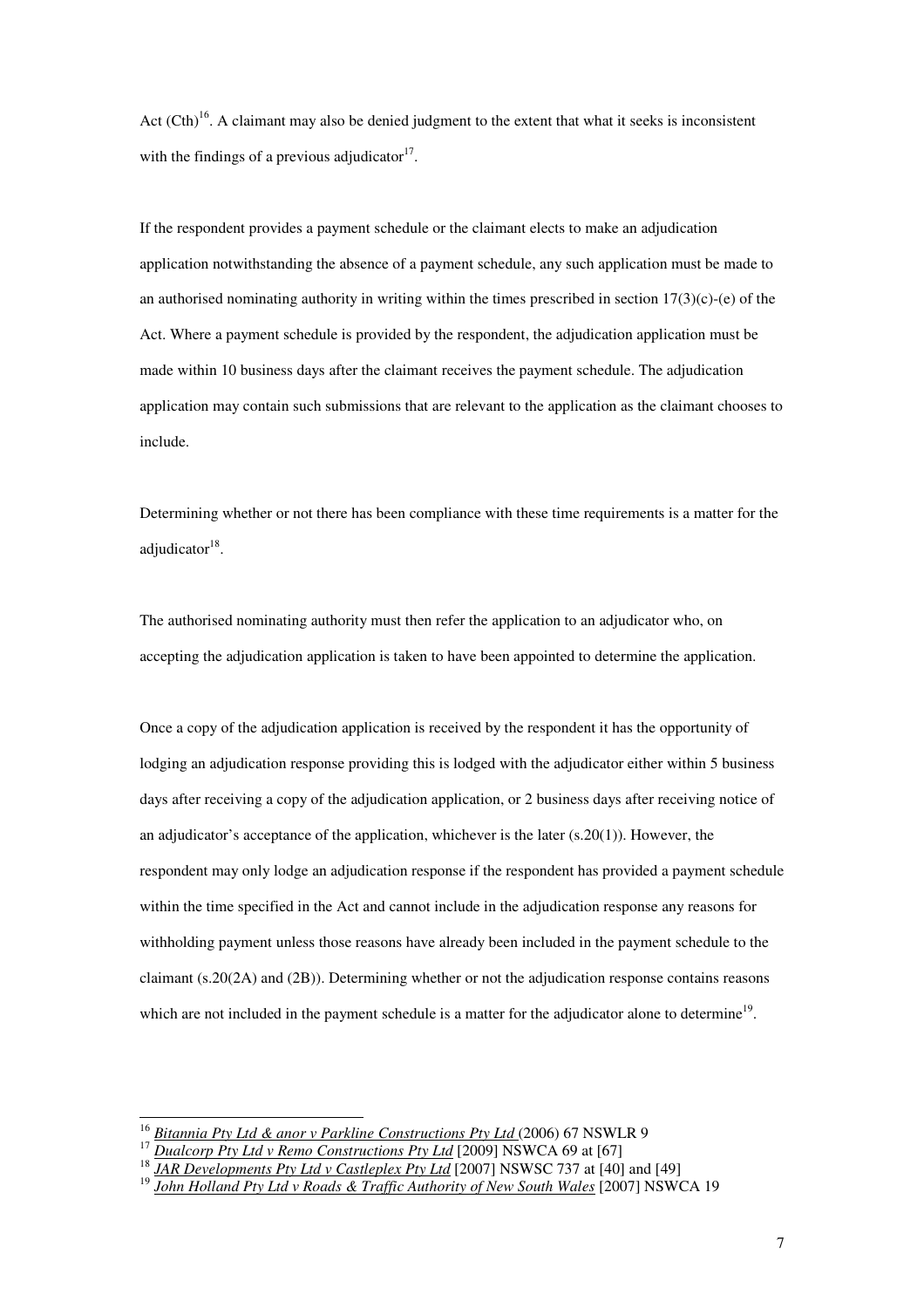Act (Cth)[16]. A claimant may also be denied judgment to the extent that what it seeks is inconsistent with the findings of a previous adjudicator[17].

If the respondent provides a payment schedule or the claimant elects to make an adjudication application notwithstanding the absence of a payment schedule, any such application must be made to an authorised nominating authority in writing within the times prescribed in section 17(3)(c)-(e) of the Act. Where a payment schedule is provided by the respondent, the adjudication application must be made within 10 business days after the claimant receives the payment schedule. The adjudication application may contain such submissions that are relevant to the application as the claimant chooses to include.

Determining whether or not there has been compliance with these time requirements is a matter for the adjudicator[18].

The authorised nominating authority must then refer the application to an adjudicator who, on accepting the adjudication application is taken to have been appointed to determine the application.

Once a copy of the adjudication application is received by the respondent it has the opportunity of lodging an adjudication response providing this is lodged with the adjudicator either within 5 business days after receiving a copy of the adjudication application, or 2 business days after receiving notice of an adjudicator's acceptance of the application, whichever is the later (s.20(1)). However, the respondent may only lodge an adjudication response if the respondent has provided a payment schedule within the time specified in the Act and cannot include in the adjudication response any reasons for withholding payment unless those reasons have already been included in the payment schedule to the claimant (s.20(2A) and (2B)). Determining whether or not the adjudication response contains reasons which are not included in the payment schedule is a matter for the adjudicator alone to determine[19].

---

[16] *Bitannia Pty Ltd & anor v Parkline Constructions Pty Ltd* (2006) 67 NSWLR 9

[17] *Dualcorp Pty Ltd v Remo Constructions Pty Ltd* [2009] NSWCA 69 at [67]

[18] *JAR Developments Pty Ltd v Castleplex Pty Ltd* [2007] NSWSC 737 at [40] and [49]

[19] *John Holland Pty Ltd v Roads & Traffic Authority of New South Wales* [2007] NSWCA 19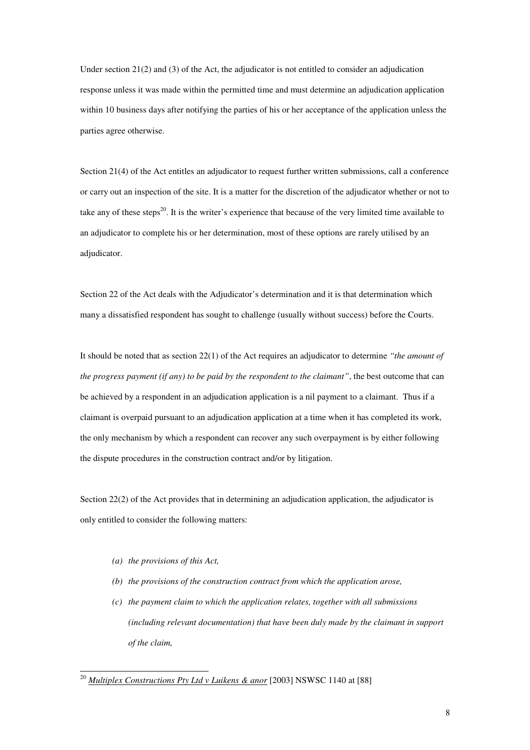Under section 21(2) and (3) of the Act, the adjudicator is not entitled to consider an adjudication response unless it was made within the permitted time and must determine an adjudication application within 10 business days after notifying the parties of his or her acceptance of the application unless the parties agree otherwise.

Section 21(4) of the Act entitles an adjudicator to request further written submissions, call a conference or carry out an inspection of the site. It is a matter for the discretion of the adjudicator whether or not to take any of these steps[20]. It is the writer's experience that because of the very limited time available to an adjudicator to complete his or her determination, most of these options are rarely utilised by an adjudicator.

Section 22 of the Act deals with the Adjudicator's determination and it is that determination which many a dissatisfied respondent has sought to challenge (usually without success) before the Courts.

It should be noted that as section 22(1) of the Act requires an adjudicator to determine *"the amount of the progress payment (if any) to be paid by the respondent to the claimant"*, the best outcome that can be achieved by a respondent in an adjudication application is a nil payment to a claimant. Thus if a claimant is overpaid pursuant to an adjudication application at a time when it has completed its work, the only mechanism by which a respondent can recover any such overpayment is by either following the dispute procedures in the construction contract and/or by litigation.

Section 22(2) of the Act provides that in determining an adjudication application, the adjudicator is only entitled to consider the following matters:

- *(a) the provisions of this Act,*
- *(b) the provisions of the construction contract from which the application arose,*
- *(c) the payment claim to which the application relates, together with all submissions (including relevant documentation) that have been duly made by the claimant in support of the claim,*

---

[20] *Multiplex Constructions Pty Ltd v Luikens & anor* [2003] NSWSC 1140 at [88]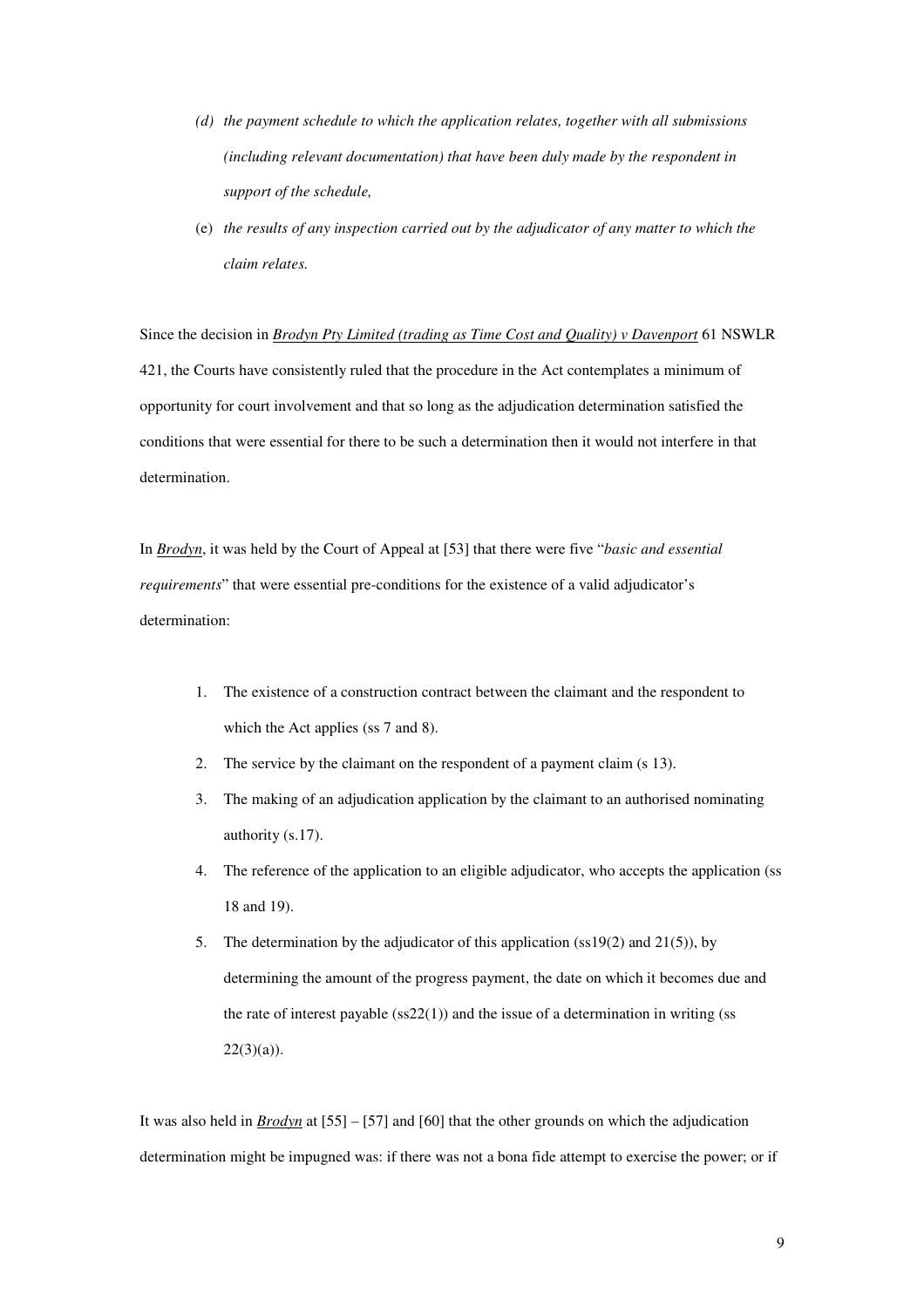*(d) the payment schedule to which the application relates, together with all submissions (including relevant documentation) that have been duly made by the respondent in support of the schedule,*

(e) *the results of any inspection carried out by the adjudicator of any matter to which the claim relates.*

Since the decision in *Brodyn Pty Limited (trading as Time Cost and Quality) v Davenport* 61 NSWLR 421, the Courts have consistently ruled that the procedure in the Act contemplates a minimum of opportunity for court involvement and that so long as the adjudication determination satisfied the conditions that were essential for there to be such a determination then it would not interfere in that determination.

In *Brodyn*, it was held by the Court of Appeal at [53] that there were five "*basic and essential requirements*" that were essential pre-conditions for the existence of a valid adjudicator's determination:

1. The existence of a construction contract between the claimant and the respondent to which the Act applies (ss 7 and 8).
2. The service by the claimant on the respondent of a payment claim (s 13).
3. The making of an adjudication application by the claimant to an authorised nominating authority (s.17).
4. The reference of the application to an eligible adjudicator, who accepts the application (ss 18 and 19).
5. The determination by the adjudicator of this application (ss19(2) and 21(5)), by determining the amount of the progress payment, the date on which it becomes due and the rate of interest payable (ss22(1)) and the issue of a determination in writing (ss 22(3)(a)).

It was also held in *Brodyn* at [55] – [57] and [60] that the other grounds on which the adjudication determination might be impugned was: if there was not a bona fide attempt to exercise the power; or if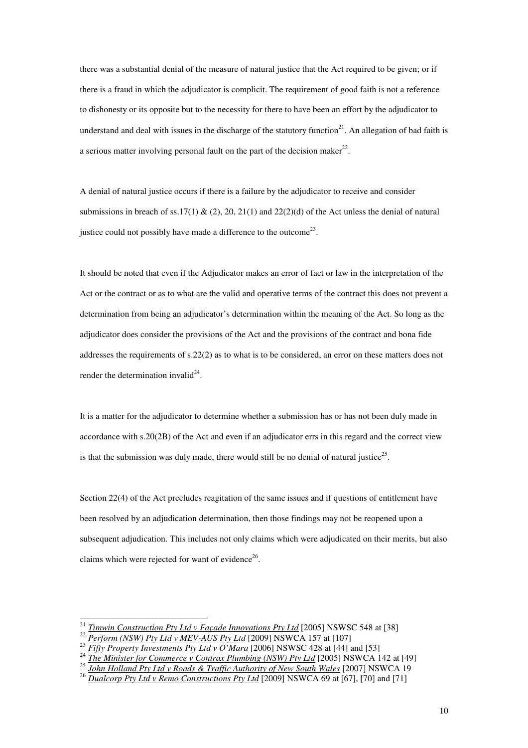there was a substantial denial of the measure of natural justice that the Act required to be given; or if there is a fraud in which the adjudicator is complicit. The requirement of good faith is not a reference to dishonesty or its opposite but to the necessity for there to have been an effort by the adjudicator to understand and deal with issues in the discharge of the statutory function[21]. An allegation of bad faith is a serious matter involving personal fault on the part of the decision maker[22].

A denial of natural justice occurs if there is a failure by the adjudicator to receive and consider submissions in breach of ss.17(1) & (2), 20, 21(1) and 22(2)(d) of the Act unless the denial of natural justice could not possibly have made a difference to the outcome[23].

It should be noted that even if the Adjudicator makes an error of fact or law in the interpretation of the Act or the contract or as to what are the valid and operative terms of the contract this does not prevent a determination from being an adjudicator's determination within the meaning of the Act. So long as the adjudicator does consider the provisions of the Act and the provisions of the contract and bona fide addresses the requirements of s.22(2) as to what is to be considered, an error on these matters does not render the determination invalid[24].

It is a matter for the adjudicator to determine whether a submission has or has not been duly made in accordance with s.20(2B) of the Act and even if an adjudicator errs in this regard and the correct view is that the submission was duly made, there would still be no denial of natural justice[25].

Section 22(4) of the Act precludes reagitation of the same issues and if questions of entitlement have been resolved by an adjudication determination, then those findings may not be reopened upon a subsequent adjudication. This includes not only claims which were adjudicated on their merits, but also claims which were rejected for want of evidence[26].

---

[21] *Timwin Construction Pty Ltd v Façade Innovations Pty Ltd* [2005] NSWSC 548 at [38]
[22] *Perform (NSW) Pty Ltd v MEV-AUS Pty Ltd* [2009] NSWCA 157 at [107]
[23] *Fifty Property Investments Pty Ltd v O'Mara* [2006] NSWSC 428 at [44] and [53]
[24] *The Minister for Commerce v Contrax Plumbing (NSW) Pty Ltd* [2005] NSWCA 142 at [49]
[25] *John Holland Pty Ltd v Roads & Traffic Authority of New South Wales* [2007] NSWCA 19
[26] *Dualcorp Pty Ltd v Remo Constructions Pty Ltd* [2009] NSWCA 69 at [67], [70] and [71]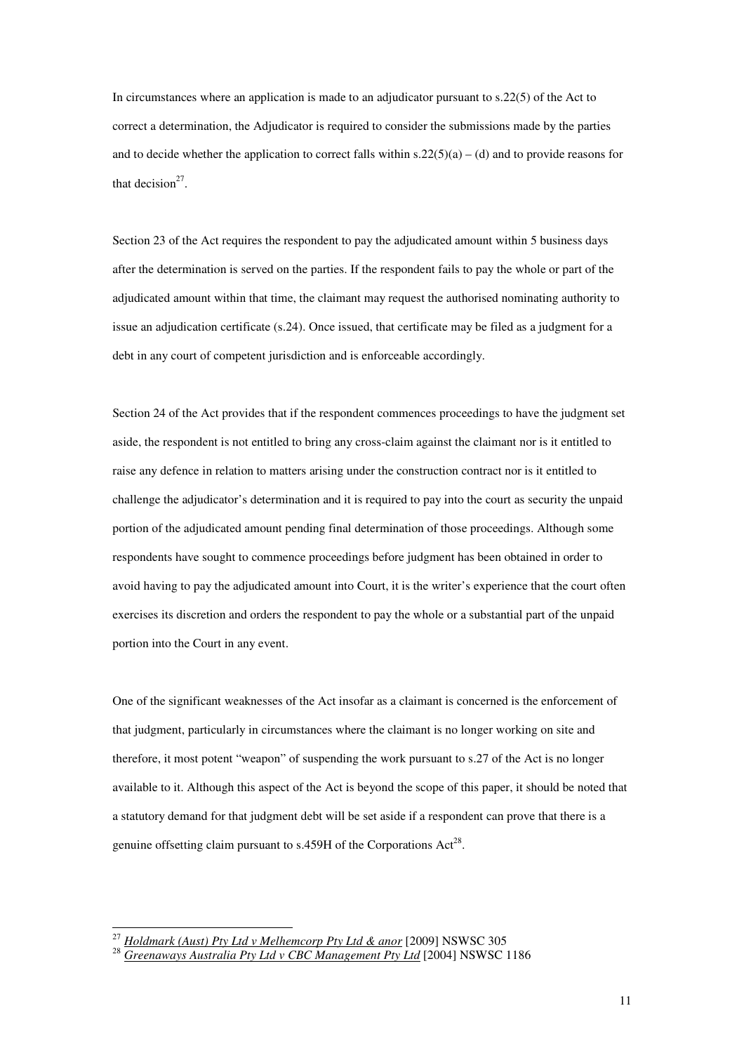In circumstances where an application is made to an adjudicator pursuant to s.22(5) of the Act to correct a determination, the Adjudicator is required to consider the submissions made by the parties and to decide whether the application to correct falls within s.22(5)(a) – (d) and to provide reasons for that decision[27].

Section 23 of the Act requires the respondent to pay the adjudicated amount within 5 business days after the determination is served on the parties. If the respondent fails to pay the whole or part of the adjudicated amount within that time, the claimant may request the authorised nominating authority to issue an adjudication certificate (s.24). Once issued, that certificate may be filed as a judgment for a debt in any court of competent jurisdiction and is enforceable accordingly.

Section 24 of the Act provides that if the respondent commences proceedings to have the judgment set aside, the respondent is not entitled to bring any cross-claim against the claimant nor is it entitled to raise any defence in relation to matters arising under the construction contract nor is it entitled to challenge the adjudicator's determination and it is required to pay into the court as security the unpaid portion of the adjudicated amount pending final determination of those proceedings. Although some respondents have sought to commence proceedings before judgment has been obtained in order to avoid having to pay the adjudicated amount into Court, it is the writer's experience that the court often exercises its discretion and orders the respondent to pay the whole or a substantial part of the unpaid portion into the Court in any event.

One of the significant weaknesses of the Act insofar as a claimant is concerned is the enforcement of that judgment, particularly in circumstances where the claimant is no longer working on site and therefore, it most potent "weapon" of suspending the work pursuant to s.27 of the Act is no longer available to it. Although this aspect of the Act is beyond the scope of this paper, it should be noted that a statutory demand for that judgment debt will be set aside if a respondent can prove that there is a genuine offsetting claim pursuant to s.459H of the Corporations Act[28].

---

[27] *Holdmark (Aust) Pty Ltd v Melhemcorp Pty Ltd & anor* [2009] NSWSC 305

[28] *Greenaways Australia Pty Ltd v CBC Management Pty Ltd* [2004] NSWSC 1186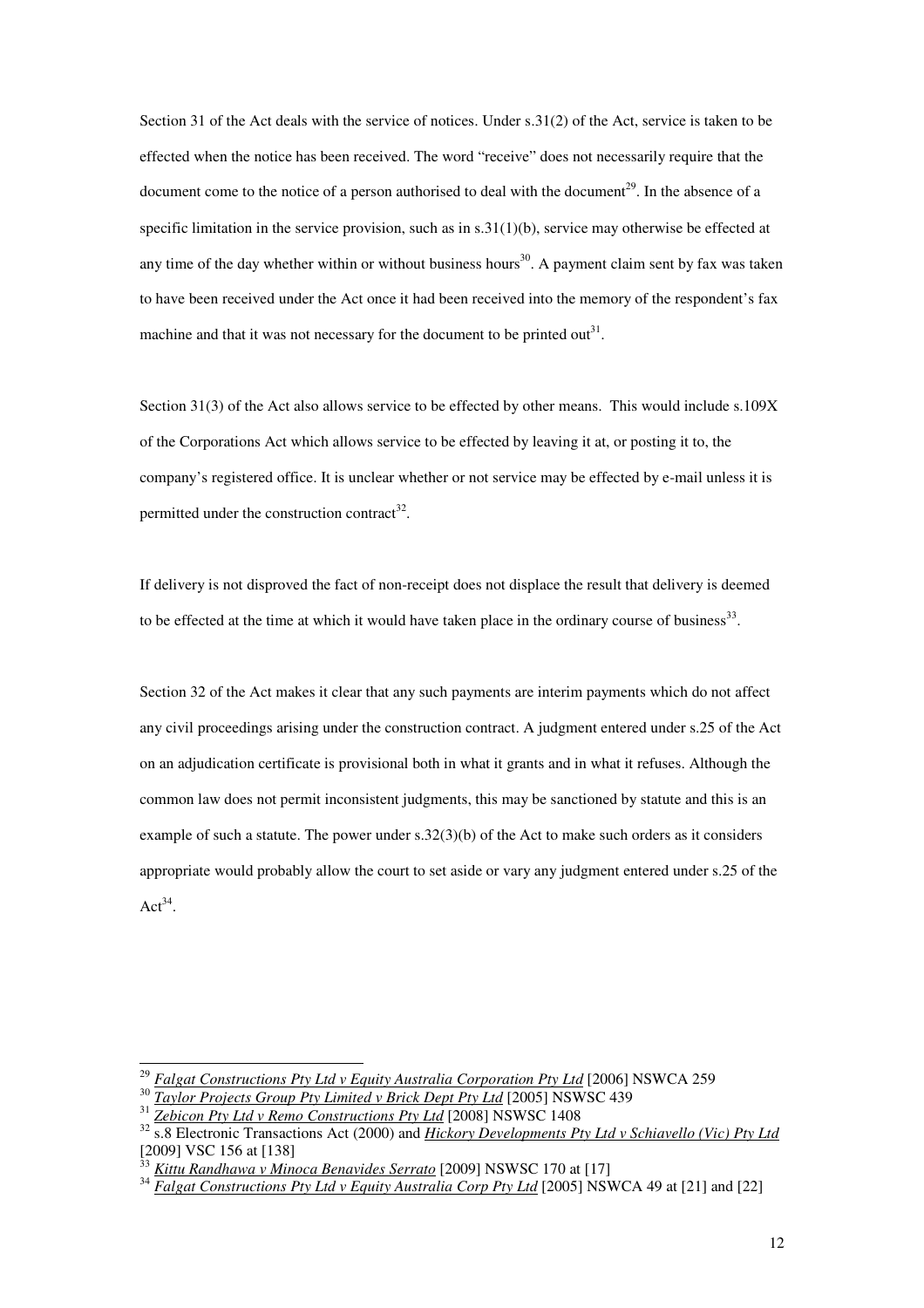Section 31 of the Act deals with the service of notices. Under s.31(2) of the Act, service is taken to be effected when the notice has been received. The word "receive" does not necessarily require that the document come to the notice of a person authorised to deal with the document[29]. In the absence of a specific limitation in the service provision, such as in s.31(1)(b), service may otherwise be effected at any time of the day whether within or without business hours[30]. A payment claim sent by fax was taken to have been received under the Act once it had been received into the memory of the respondent's fax machine and that it was not necessary for the document to be printed out[31].

Section 31(3) of the Act also allows service to be effected by other means. This would include s.109X of the Corporations Act which allows service to be effected by leaving it at, or posting it to, the company's registered office. It is unclear whether or not service may be effected by e-mail unless it is permitted under the construction contract[32].

If delivery is not disproved the fact of non-receipt does not displace the result that delivery is deemed to be effected at the time at which it would have taken place in the ordinary course of business[33].

Section 32 of the Act makes it clear that any such payments are interim payments which do not affect any civil proceedings arising under the construction contract. A judgment entered under s.25 of the Act on an adjudication certificate is provisional both in what it grants and in what it refuses. Although the common law does not permit inconsistent judgments, this may be sanctioned by statute and this is an example of such a statute. The power under s.32(3)(b) of the Act to make such orders as it considers appropriate would probably allow the court to set aside or vary any judgment entered under s.25 of the Act[34].

---

[29] *Falgat Constructions Pty Ltd v Equity Australia Corporation Pty Ltd* [2006] NSWCA 259

[30] *Taylor Projects Group Pty Limited v Brick Dept Pty Ltd* [2005] NSWSC 439

[31] *Zebicon Pty Ltd v Remo Constructions Pty Ltd* [2008] NSWSC 1408

[32] s.8 Electronic Transactions Act (2000) and *Hickory Developments Pty Ltd v Schiavello (Vic) Pty Ltd* [2009] VSC 156 at [138]

[33] *Kittu Randhawa v Minoca Benavides Serrato* [2009] NSWSC 170 at [17]

[34] *Falgat Constructions Pty Ltd v Equity Australia Corp Pty Ltd* [2005] NSWCA 49 at [21] and [22]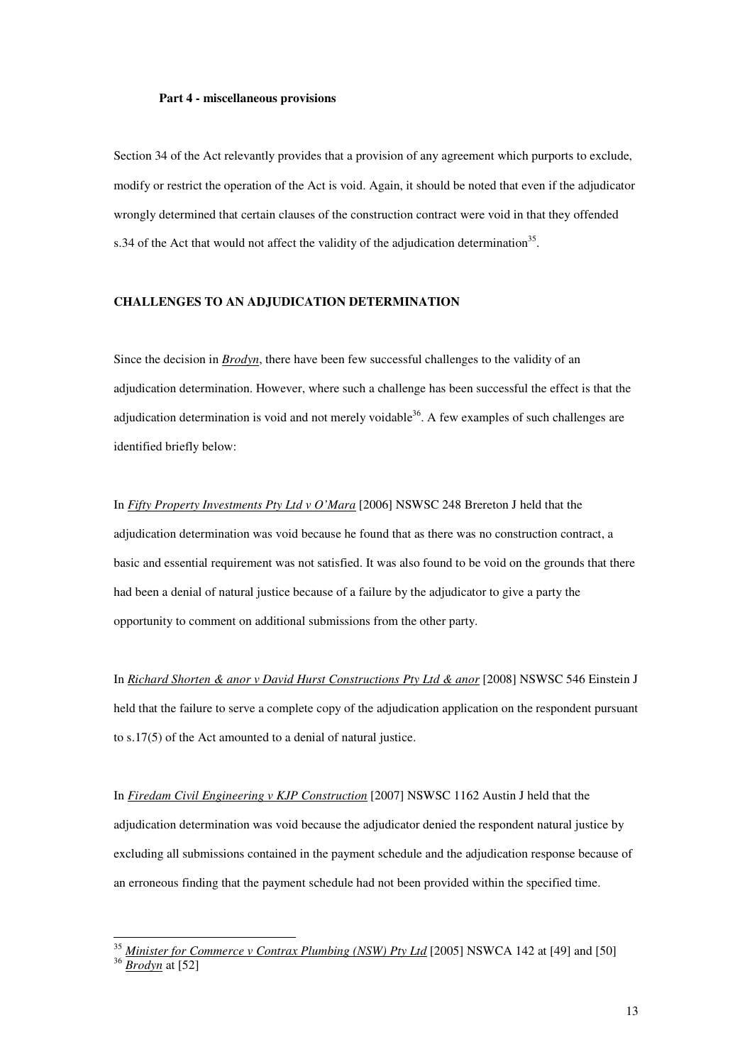**Part 4 - miscellaneous provisions**

Section 34 of the Act relevantly provides that a provision of any agreement which purports to exclude, modify or restrict the operation of the Act is void. Again, it should be noted that even if the adjudicator wrongly determined that certain clauses of the construction contract were void in that they offended s.34 of the Act that would not affect the validity of the adjudication determination[35].

## CHALLENGES TO AN ADJUDICATION DETERMINATION

Since the decision in *Brodyn*, there have been few successful challenges to the validity of an adjudication determination. However, where such a challenge has been successful the effect is that the adjudication determination is void and not merely voidable[36]. A few examples of such challenges are identified briefly below:

In *Fifty Property Investments Pty Ltd v O'Mara* [2006] NSWSC 248 Brereton J held that the adjudication determination was void because he found that as there was no construction contract, a basic and essential requirement was not satisfied. It was also found to be void on the grounds that there had been a denial of natural justice because of a failure by the adjudicator to give a party the opportunity to comment on additional submissions from the other party.

In *Richard Shorten & anor v David Hurst Constructions Pty Ltd & anor* [2008] NSWSC 546 Einstein J held that the failure to serve a complete copy of the adjudication application on the respondent pursuant to s.17(5) of the Act amounted to a denial of natural justice.

In *Firedam Civil Engineering v KJP Construction* [2007] NSWSC 1162 Austin J held that the adjudication determination was void because the adjudicator denied the respondent natural justice by excluding all submissions contained in the payment schedule and the adjudication response because of an erroneous finding that the payment schedule had not been provided within the specified time.

---

[35] *Minister for Commerce v Contrax Plumbing (NSW) Pty Ltd* [2005] NSWCA 142 at [49] and [50]

[36] *Brodyn* at [52]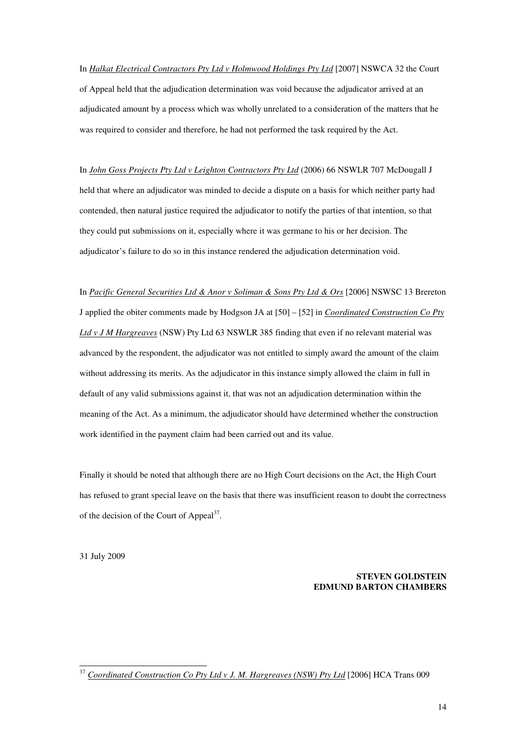In *Halkat Electrical Contractors Pty Ltd v Holmwood Holdings Pty Ltd* [2007] NSWCA 32 the Court of Appeal held that the adjudication determination was void because the adjudicator arrived at an adjudicated amount by a process which was wholly unrelated to a consideration of the matters that he was required to consider and therefore, he had not performed the task required by the Act.

In *John Goss Projects Pty Ltd v Leighton Contractors Pty Ltd* (2006) 66 NSWLR 707 McDougall J held that where an adjudicator was minded to decide a dispute on a basis for which neither party had contended, then natural justice required the adjudicator to notify the parties of that intention, so that they could put submissions on it, especially where it was germane to his or her decision. The adjudicator's failure to do so in this instance rendered the adjudication determination void.

In *Pacific General Securities Ltd & Anor v Soliman & Sons Pty Ltd & Ors* [2006] NSWSC 13 Brereton J applied the obiter comments made by Hodgson JA at [50] – [52] in *Coordinated Construction Co Pty Ltd v J M Hargreaves* (NSW) Pty Ltd 63 NSWLR 385 finding that even if no relevant material was advanced by the respondent, the adjudicator was not entitled to simply award the amount of the claim without addressing its merits. As the adjudicator in this instance simply allowed the claim in full in default of any valid submissions against it, that was not an adjudication determination within the meaning of the Act. As a minimum, the adjudicator should have determined whether the construction work identified in the payment claim had been carried out and its value.

Finally it should be noted that although there are no High Court decisions on the Act, the High Court has refused to grant special leave on the basis that there was insufficient reason to doubt the correctness of the decision of the Court of Appeal[37].

31 July 2009

**STEVEN GOLDSTEIN**
**EDMUND BARTON CHAMBERS**

---

[37] *Coordinated Construction Co Pty Ltd v J. M. Hargreaves (NSW) Pty Ltd* [2006] HCA Trans 009